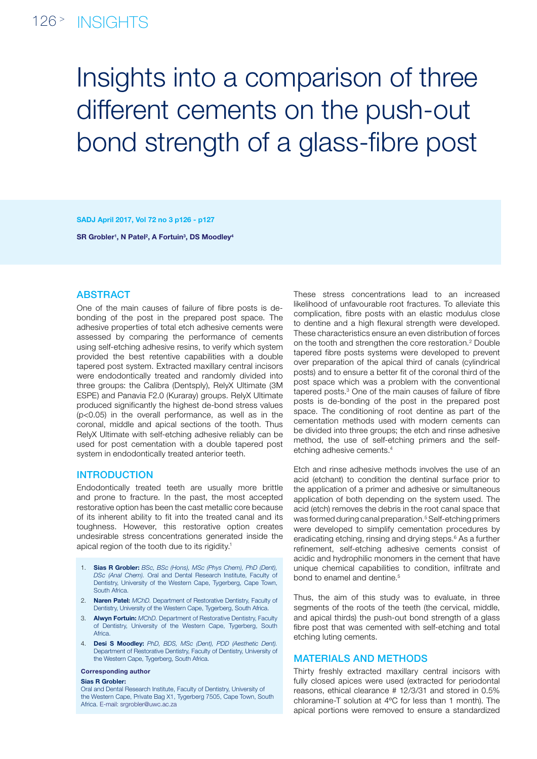# Insights into a comparison of three different cements on the push-out bond strength of a glass-fibre post

**SR Grobler[1], N Patel[2], A Fortuin[3], DS Moodley[4]**

## ABSTRACT

One of the main causes of failure of fibre posts is de-bonding of the post in the prepared post space. The adhesive properties of total etch adhesive cements were assessed by comparing the performance of cements using self-etching adhesive resins, to verify which system provided the best retentive capabilities with a double tapered post system. Extracted maxillary central incisors were endodontically treated and randomly divided into three groups: the Calibra (Dentsply), RelyX Ultimate (3M ESPE) and Panavia F2.0 (Kuraray) groups. RelyX Ultimate produced significantly the highest de-bond stress values ($p<0.05$) in the overall performance, as well as in the coronal, middle and apical sections of the tooth. Thus RelyX Ultimate with self-etching adhesive reliably can be used for post cementation with a double tapered post system in endodontically treated anterior teeth.

## INTRODUCTION

Endodontically treated teeth are usually more brittle and prone to fracture. In the past, the most accepted restorative option has been the cast metallic core because of its inherent ability to fit into the treated canal and its toughness. However, this restorative option creates undesirable stress concentrations generated inside the apical region of the tooth due to its rigidity.[1]

1. **Sias R Grobler:** *BSc, BSc (Hons), MSc (Phys Chem), PhD (Dent), DSc (Anal Chem).* Oral and Dental Research Institute, Faculty of Dentistry, University of the Western Cape, Tygerberg, Cape Town, South Africa.
2. **Naren Patel:** *MChD.* Department of Restorative Dentistry, Faculty of Dentistry, University of the Western Cape, Tygerberg, South Africa.
3. **Alwyn Fortuin:** *MChD.* Department of Restorative Dentistry, Faculty of Dentistry, University of the Western Cape, Tygerberg, South Africa.
4. **Desi S Moodley:** *PhD, BDS, MSc (Dent), PDD (Aesthetic Dent).* Department of Restorative Dentistry, Faculty of Dentistry, University of the Western Cape, Tygerberg, South Africa.

**Corresponding author**

**Sias R Grobler:**
Oral and Dental Research Institute, Faculty of Dentistry, University of the Western Cape, Private Bag X1, Tygerberg 7505, Cape Town, South Africa. E-mail: srgrobler@uwc.ac.za

These stress concentrations lead to an increased likelihood of unfavourable root fractures. To alleviate this complication, fibre posts with an elastic modulus close to dentine and a high flexural strength were developed. These characteristics ensure an even distribution of forces on the tooth and strengthen the core restoration.[2] Double tapered fibre posts systems were developed to prevent over preparation of the apical third of canals (cylindrical posts) and to ensure a better fit of the coronal third of the post space which was a problem with the conventional tapered posts.[3] One of the main causes of failure of fibre posts is de-bonding of the post in the prepared post space. The conditioning of root dentine as part of the cementation methods used with modern cements can be divided into three groups; the etch and rinse adhesive method, the use of self-etching primers and the self-etching adhesive cements.[4]

Etch and rinse adhesive methods involves the use of an acid (etchant) to condition the dentinal surface prior to the application of a primer and adhesive or simultaneous application of both depending on the system used. The acid (etch) removes the debris in the root canal space that was formed during canal preparation.[5] Self-etching primers were developed to simplify cementation procedures by eradicating etching, rinsing and drying steps.[6] As a further refinement, self-etching adhesive cements consist of acidic and hydrophilic monomers in the cement that have unique chemical capabilities to condition, infiltrate and bond to enamel and dentine.[5]

Thus, the aim of this study was to evaluate, in three segments of the roots of the teeth (the cervical, middle, and apical thirds) the push-out bond strength of a glass fibre post that was cemented with self-etching and total etching luting cements.

## MATERIALS AND METHODS

Thirty freshly extracted maxillary central incisors with fully closed apices were used (extracted for periodontal reasons, ethical clearance # 12/3/31 and stored in 0.5% chloramine-T solution at 4ºC for less than 1 month). The apical portions were removed to ensure a standardized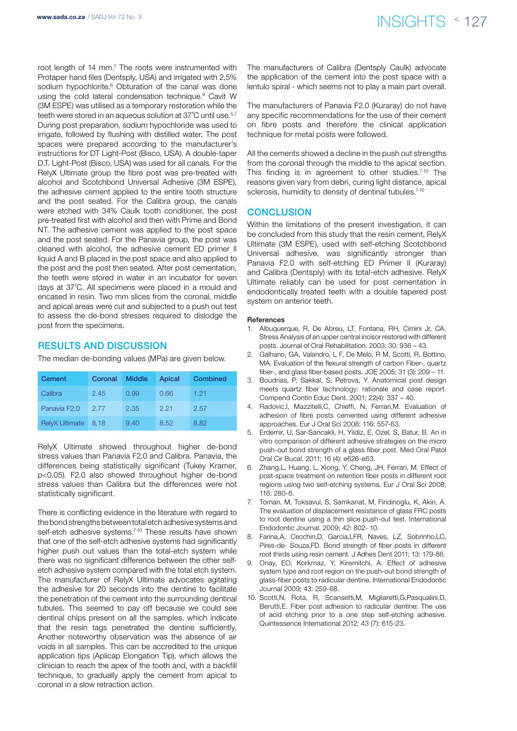root length of 14 mm.[7] The roots were instrumented with Protaper hand files (Dentsply, USA) and irrigated with 2,5% sodium hypochlorite.[8] Obturation of the canal was done using the cold lateral condensation technique.[9] Cavit W (3M ESPE) was utilised as a temporary restoration while the teeth were stored in an aqueous solution at 37˚C until use.[5,7] During post preparation, sodium hypochloride was used to irrigate, followed by flushing with distilled water. The post spaces were prepared according to the manufacturer's instructions for DT Light-Post (Bisco, USA). A double-taper D.T. Light-Post (Bisco, USA) was used for all canals. For the RelyX Ultimate group the fibre post was pre-treated with alcohol and Scotchbond Universal Adhesive (3M ESPE), the adhesive cement applied to the entire tooth structure and the post seated. For the Calibra group, the canals were etched with 34% Caulk tooth conditioner, the post pre-treated first with alcohol and then with Prime and Bond NT. The adhesive cement was applied to the post space and the post seated. For the Panavia group, the post was cleaned with alcohol, the adhesive cement ED primer II liquid A and B placed in the post space and also applied to the post and the post then seated. After post cementation, the teeth were stored in water in an incubator for seven days at 37˚C. All specimens were placed in a mould and encased in resin. Two mm slices from the coronal, middle and apical areas were cut and subjected to a push out test to assess the de-bond stresses required to dislodge the post from the specimens.

## RESULTS AND DISCUSSION

The median de-bonding values (MPa) are given below.

| Cement | Coronal | Middle | Apical | Combined |
|---|---|---|---|---|
| Calibra | 2.45 | 0.99 | 0.66 | 1.21 |
| Panavia F2.0 | 2.77 | 2.35 | 2.21 | 2.57 |
| RelyX Ultimate | 8.18 | 9.40 | 8.52 | 8.82 |

RelyX Ultimate showed throughout higher de-bond stress values than Panavia F2.0 and Calibra. Panavia, the differences being statistically significant (Tukey Kramer, $p<0.05$). F2.0 also showed throughout higher de-bond stress values than Calibra but the differences were not statistically significant.

There is conflicting evidence in the literature with regard to the bond strengths between total etch adhesive systems and self-etch adhesive systems.[7-10] These results have shown that one of the self-etch adhesive systems had significantly higher push out values than the total-etch system while there was no significant difference between the other self-etch adhesive system compared with the total etch system. The manufacturer of RelyX Ultimate advocates agitating the adhesive for 20 seconds into the dentine to facilitate the penetration of the cement into the surrounding dentinal tubules. This seemed to pay off because we could see dentinal chips present on all the samples, which indicate that the resin tags penetrated the dentine sufficiently. Another noteworthy observation was the absence of air voids in all samples. This can be accredited to the unique application tips (Aplicap Elongation Tip), which allows the clinician to reach the apex of the tooth and, with a backfill technique, to gradually apply the cement from apical to coronal in a slow retraction action.

The manufacturers of Calibra (Dentsply Caulk) advocate the application of the cement into the post space with a lentulo spiral - which seems not to play a main part overall.

The manufacturers of Panavia F2.0 (Kuraray) do not have any specific recommendations for the use of their cement on fibre posts and therefore the clinical application technique for metal posts were followed.

All the cements showed a decline in the push out strengths from the coronal through the middle to the apical section. This finding is in agreement to other studies.[7-10] The reasons given vary from debri, curing light distance, apical sclerosis, humidity to density of dentinal tubules.[7-10]

## CONCLUSION

Within the limitations of the present investigation, it can be concluded from this study that the resin cement, RelyX Ultimate (3M ESPE), used with self-etching Scotchbond Universal adhesive, was significantly stronger than Panavia F2.0 with self-etching ED Primer II (Kuraray) and Calibra (Dentsply) with its total-etch adhesive. RelyX Ultimate reliably can be used for post cementation in endodontically treated teeth with a double tapered post system on anterior teeth.

#### References

1. Albuquerque, R, De Abreu, LT, Fontana, RH, Cimini Jr, CA. Stress Analysis of an upper central incisor restored with different posts. Journal of Oral Rehabilitation. 2003; 30: 936 – 43.
2. Galhano, GA, Valandro, L F, De Melo, R M, Scotti, R, Bottino, MA. Evaluation of the flexural strength of carbon Fiber-, quartz fiber-, and glass fiber-based posts. JOE 2005; 31 (3): 209 – 11.
3. Boudrias, P, Sakkal, S, Petrova, Y. Anatomical post design meets quartz fiber technology: rationale and case report. Compend Contin Educ Dent. 2001; 22(4): 337 – 40.
4. Radovic,I, Mazzitelli,C, Chieffi, N, Ferrari,M. Evaluation of adhesion of fibre posts cemented using different adhesive approaches. Eur J Oral Sci 2008; 116: 557-63.
5. Erdemir, U, Sar-Sancakli, H, Yildiz, E, Ozel, S, Batur, B. An in vitro comparison of different adhesive strategies on the micro push-out bond strength of a glass fiber post. Med Oral Patol Oral Cir Bucal. 2011; 16 (4): e626-e63.
6. Zhang,L, Huang, L, Xiong, Y, Cheng, JH, Ferrari, M. Effect of post-space treatment on retention fiber posts in different root regions using two self-etching systems. Eur J Oral Sci 2008; 116: 280-6.
7. Toman, M, Toksavul, S, Samkanat, M, Firidinoglu, K, Akin, A. The evaluation of displacement resistance of glass FRC posts to root dentine using a thin slice push-out test. International Endodontic Journal. 2009; 42: 802- 10.
8. Farina,A, Cecchin,D, Garcia,LFR, Naves, LZ, Sobrinho,LC, Pires-de- Souza,FD. Bond strength of fiber posts in different root thirds using resin cement. J Adhes Dent 2011; 13: 179-86.
9. Onay, EO, Korkmaz, Y, Kiremitchi, A. Effect of adhesive system type and root region on the push-out bond strength of glass-fiber posts to radicular dentine. International Endodontic Journal 2009; 43: 259-68.
10. Scotti,N, Rota, R, Scansetti,M, Migliaretti,G,Pasqualini,D, Berutti,E. Fiber post adhesion to radicular dentine: The use of acid etching prior to a one step self-etching adhesive. Quintessence International 2012; 43 (7): 615-23.